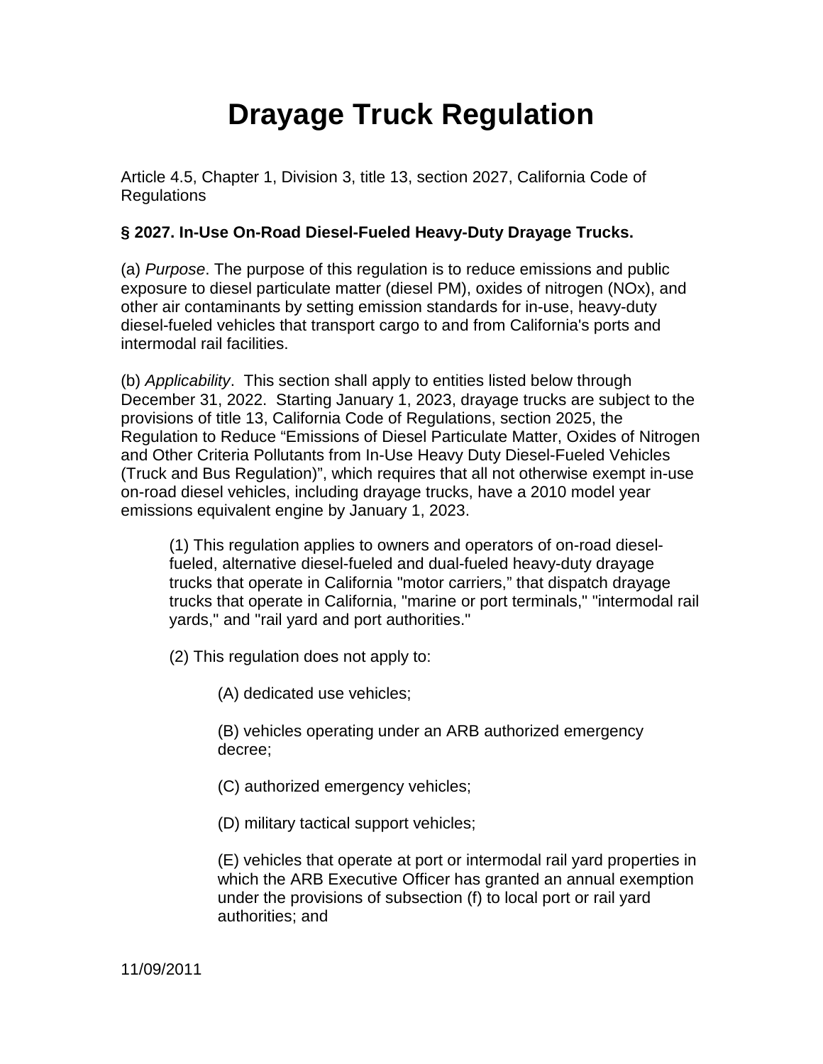# Drayage Truck Regulation

Article 4.5, Chapter 1, Division 3, title 13, section 2027, California Code of Regulations

**§ 2027. In-Use On-Road Diesel-Fueled Heavy-Duty Drayage Trucks.**

(a) *Purpose*. The purpose of this regulation is to reduce emissions and public exposure to diesel particulate matter (diesel PM), oxides of nitrogen (NOx), and other air contaminants by setting emission standards for in-use, heavy-duty diesel-fueled vehicles that transport cargo to and from California's ports and intermodal rail facilities.

(b) *Applicability*. This section shall apply to entities listed below through December 31, 2022. Starting January 1, 2023, drayage trucks are subject to the provisions of title 13, California Code of Regulations, section 2025, the Regulation to Reduce "Emissions of Diesel Particulate Matter, Oxides of Nitrogen and Other Criteria Pollutants from In-Use Heavy Duty Diesel-Fueled Vehicles (Truck and Bus Regulation)", which requires that all not otherwise exempt in-use on-road diesel vehicles, including drayage trucks, have a 2010 model year emissions equivalent engine by January 1, 2023.

(1) This regulation applies to owners and operators of on-road diesel-fueled, alternative diesel-fueled and dual-fueled heavy-duty drayage trucks that operate in California "motor carriers," that dispatch drayage trucks that operate in California, "marine or port terminals," "intermodal rail yards," and "rail yard and port authorities."

(2) This regulation does not apply to:

(A) dedicated use vehicles;

(B) vehicles operating under an ARB authorized emergency decree;

(C) authorized emergency vehicles;

(D) military tactical support vehicles;

(E) vehicles that operate at port or intermodal rail yard properties in which the ARB Executive Officer has granted an annual exemption under the provisions of subsection (f) to local port or rail yard authorities; and

11/09/2011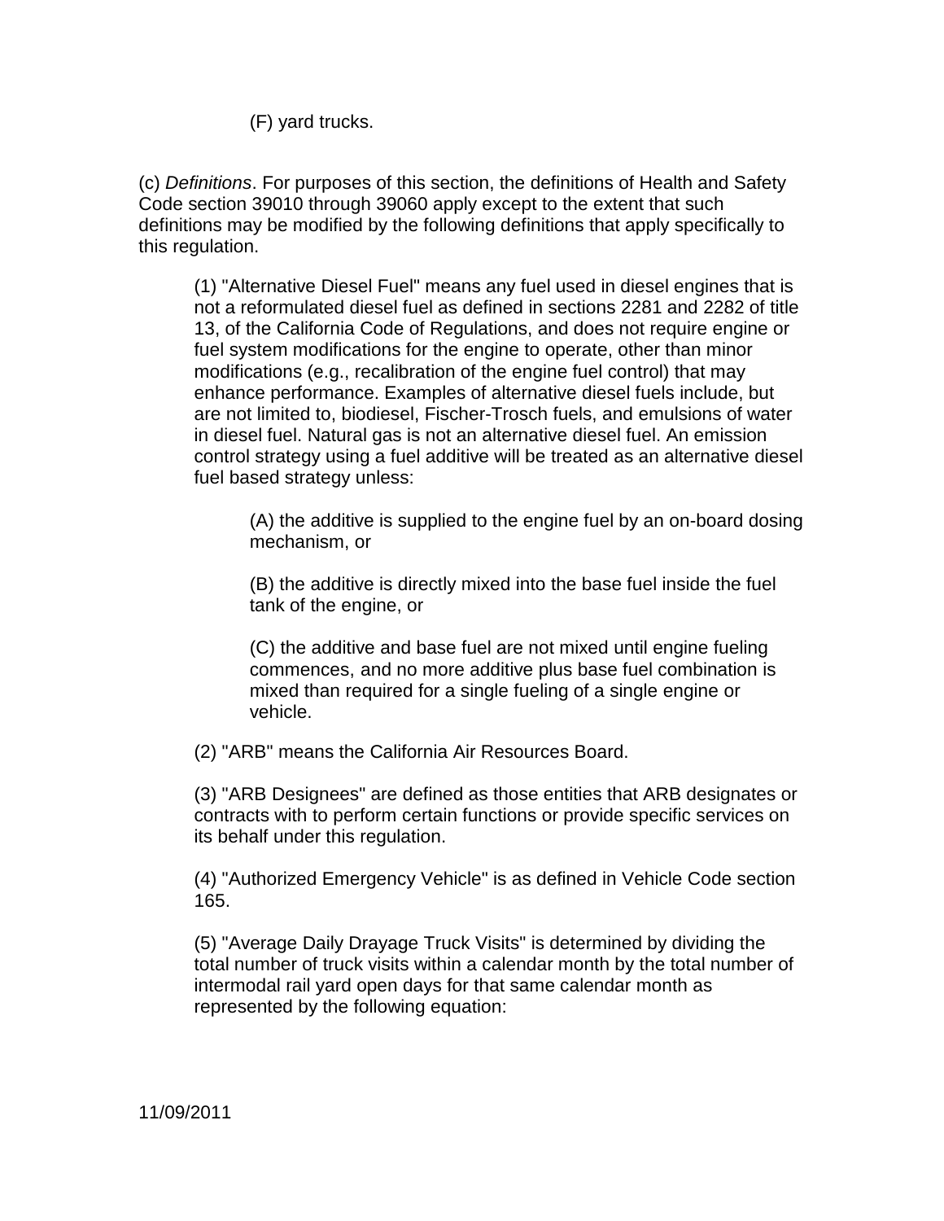(F) yard trucks.

(c) *Definitions*. For purposes of this section, the definitions of Health and Safety Code section 39010 through 39060 apply except to the extent that such definitions may be modified by the following definitions that apply specifically to this regulation.

(1) "Alternative Diesel Fuel" means any fuel used in diesel engines that is not a reformulated diesel fuel as defined in sections 2281 and 2282 of title 13, of the California Code of Regulations, and does not require engine or fuel system modifications for the engine to operate, other than minor modifications (e.g., recalibration of the engine fuel control) that may enhance performance. Examples of alternative diesel fuels include, but are not limited to, biodiesel, Fischer-Trosch fuels, and emulsions of water in diesel fuel. Natural gas is not an alternative diesel fuel. An emission control strategy using a fuel additive will be treated as an alternative diesel fuel based strategy unless:

(A) the additive is supplied to the engine fuel by an on-board dosing mechanism, or

(B) the additive is directly mixed into the base fuel inside the fuel tank of the engine, or

(C) the additive and base fuel are not mixed until engine fueling commences, and no more additive plus base fuel combination is mixed than required for a single fueling of a single engine or vehicle.

(2) "ARB" means the California Air Resources Board.

(3) "ARB Designees" are defined as those entities that ARB designates or contracts with to perform certain functions or provide specific services on its behalf under this regulation.

(4) "Authorized Emergency Vehicle" is as defined in Vehicle Code section 165.

(5) "Average Daily Drayage Truck Visits" is determined by dividing the total number of truck visits within a calendar month by the total number of intermodal rail yard open days for that same calendar month as represented by the following equation: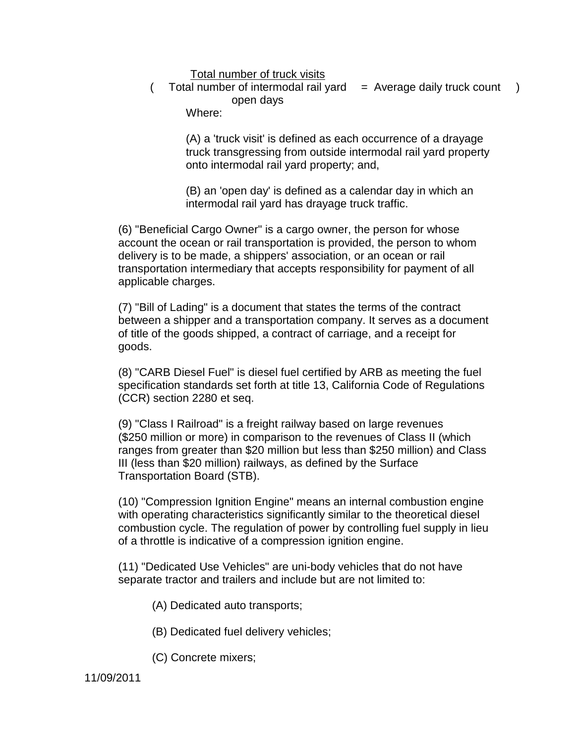$$\left( \frac{\text{Total number of truck visits}}{\text{Total number of intermodal rail yard open days}} = \text{Average daily truck count} \right)$$

Where:

(A) a 'truck visit' is defined as each occurrence of a drayage truck transgressing from outside intermodal rail yard property onto intermodal rail yard property; and,

(B) an 'open day' is defined as a calendar day in which an intermodal rail yard has drayage truck traffic.

(6) "Beneficial Cargo Owner" is a cargo owner, the person for whose account the ocean or rail transportation is provided, the person to whom delivery is to be made, a shippers' association, or an ocean or rail transportation intermediary that accepts responsibility for payment of all applicable charges.

(7) "Bill of Lading" is a document that states the terms of the contract between a shipper and a transportation company. It serves as a document of title of the goods shipped, a contract of carriage, and a receipt for goods.

(8) "CARB Diesel Fuel" is diesel fuel certified by ARB as meeting the fuel specification standards set forth at title 13, California Code of Regulations (CCR) section 2280 et seq.

(9) "Class I Railroad" is a freight railway based on large revenues ($250 million or more) in comparison to the revenues of Class II (which ranges from greater than $20 million but less than $250 million) and Class III (less than $20 million) railways, as defined by the Surface Transportation Board (STB).

(10) "Compression Ignition Engine" means an internal combustion engine with operating characteristics significantly similar to the theoretical diesel combustion cycle. The regulation of power by controlling fuel supply in lieu of a throttle is indicative of a compression ignition engine.

(11) "Dedicated Use Vehicles" are uni-body vehicles that do not have separate tractor and trailers and include but are not limited to:

(A) Dedicated auto transports;

(B) Dedicated fuel delivery vehicles;

(C) Concrete mixers;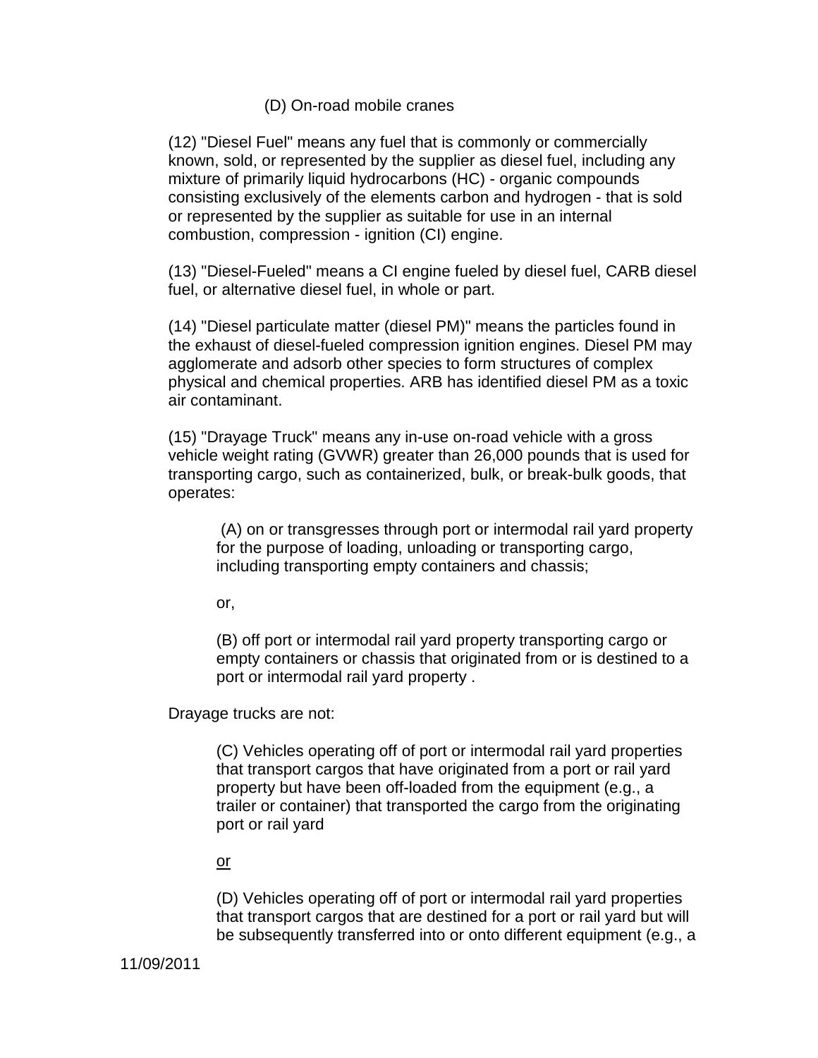(D) On-road mobile cranes

(12) "Diesel Fuel" means any fuel that is commonly or commercially known, sold, or represented by the supplier as diesel fuel, including any mixture of primarily liquid hydrocarbons (HC) - organic compounds consisting exclusively of the elements carbon and hydrogen - that is sold or represented by the supplier as suitable for use in an internal combustion, compression - ignition (CI) engine.

(13) "Diesel-Fueled" means a CI engine fueled by diesel fuel, CARB diesel fuel, or alternative diesel fuel, in whole or part.

(14) "Diesel particulate matter (diesel PM)" means the particles found in the exhaust of diesel-fueled compression ignition engines. Diesel PM may agglomerate and adsorb other species to form structures of complex physical and chemical properties. ARB has identified diesel PM as a toxic air contaminant.

(15) "Drayage Truck" means any in-use on-road vehicle with a gross vehicle weight rating (GVWR) greater than 26,000 pounds that is used for transporting cargo, such as containerized, bulk, or break-bulk goods, that operates:

(A) on or transgresses through port or intermodal rail yard property for the purpose of loading, unloading or transporting cargo, including transporting empty containers and chassis;

or,

(B) off port or intermodal rail yard property transporting cargo or empty containers or chassis that originated from or is destined to a port or intermodal rail yard property .

Drayage trucks are not:

(C) Vehicles operating off of port or intermodal rail yard properties that transport cargos that have originated from a port or rail yard property but have been off-loaded from the equipment (e.g., a trailer or container) that transported the cargo from the originating port or rail yard

<u>or</u>

(D) Vehicles operating off of port or intermodal rail yard properties that transport cargos that are destined for a port or rail yard but will be subsequently transferred into or onto different equipment (e.g., a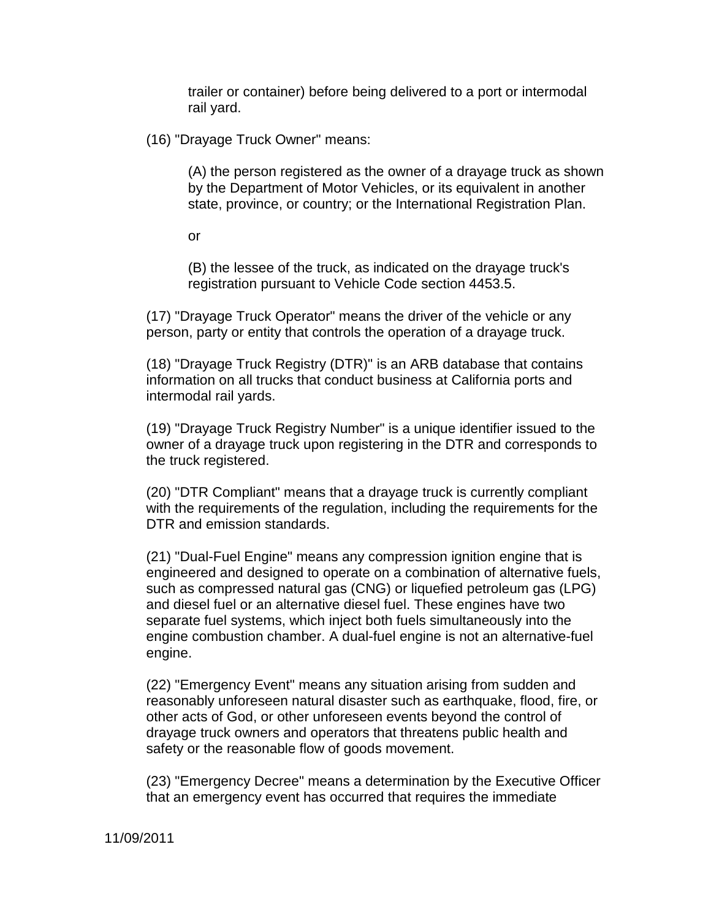trailer or container) before being delivered to a port or intermodal rail yard.

(16) "Drayage Truck Owner" means:

(A) the person registered as the owner of a drayage truck as shown by the Department of Motor Vehicles, or its equivalent in another state, province, or country; or the International Registration Plan.

or

(B) the lessee of the truck, as indicated on the drayage truck's registration pursuant to Vehicle Code section 4453.5.

(17) "Drayage Truck Operator" means the driver of the vehicle or any person, party or entity that controls the operation of a drayage truck.

(18) "Drayage Truck Registry (DTR)" is an ARB database that contains information on all trucks that conduct business at California ports and intermodal rail yards.

(19) "Drayage Truck Registry Number" is a unique identifier issued to the owner of a drayage truck upon registering in the DTR and corresponds to the truck registered.

(20) "DTR Compliant" means that a drayage truck is currently compliant with the requirements of the regulation, including the requirements for the DTR and emission standards.

(21) "Dual-Fuel Engine" means any compression ignition engine that is engineered and designed to operate on a combination of alternative fuels, such as compressed natural gas (CNG) or liquefied petroleum gas (LPG) and diesel fuel or an alternative diesel fuel. These engines have two separate fuel systems, which inject both fuels simultaneously into the engine combustion chamber. A dual-fuel engine is not an alternative-fuel engine.

(22) "Emergency Event" means any situation arising from sudden and reasonably unforeseen natural disaster such as earthquake, flood, fire, or other acts of God, or other unforeseen events beyond the control of drayage truck owners and operators that threatens public health and safety or the reasonable flow of goods movement.

(23) "Emergency Decree" means a determination by the Executive Officer that an emergency event has occurred that requires the immediate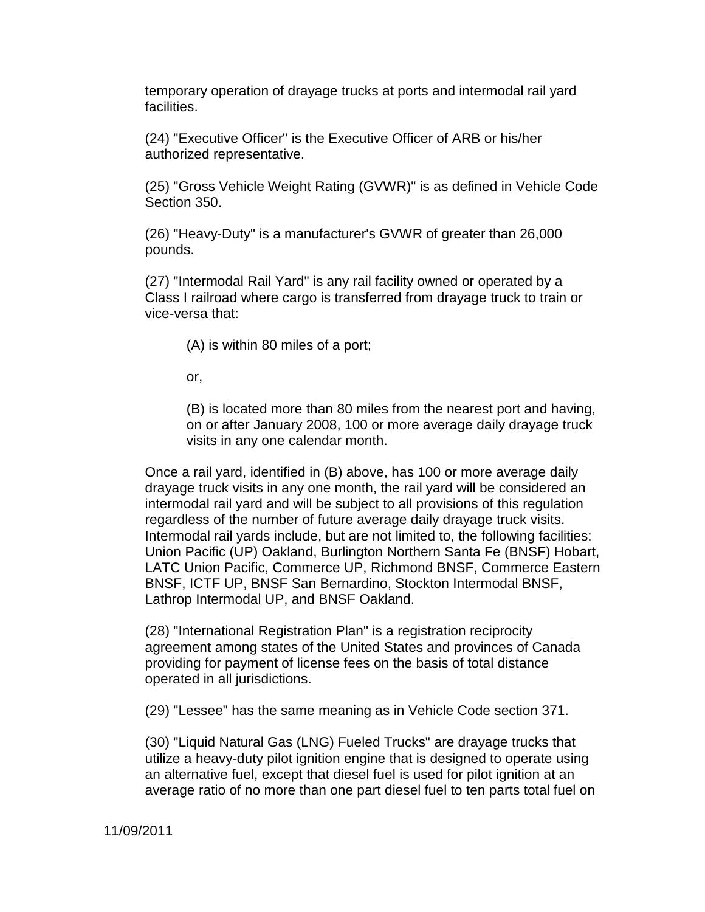temporary operation of drayage trucks at ports and intermodal rail yard facilities.

(24) "Executive Officer" is the Executive Officer of ARB or his/her authorized representative.

(25) "Gross Vehicle Weight Rating (GVWR)" is as defined in Vehicle Code Section 350.

(26) "Heavy-Duty" is a manufacturer's GVWR of greater than 26,000 pounds.

(27) "Intermodal Rail Yard" is any rail facility owned or operated by a Class I railroad where cargo is transferred from drayage truck to train or vice-versa that:

> (A) is within 80 miles of a port;
>
> or,
>
> (B) is located more than 80 miles from the nearest port and having, on or after January 2008, 100 or more average daily drayage truck visits in any one calendar month.

Once a rail yard, identified in (B) above, has 100 or more average daily drayage truck visits in any one month, the rail yard will be considered an intermodal rail yard and will be subject to all provisions of this regulation regardless of the number of future average daily drayage truck visits. Intermodal rail yards include, but are not limited to, the following facilities: Union Pacific (UP) Oakland, Burlington Northern Santa Fe (BNSF) Hobart, LATC Union Pacific, Commerce UP, Richmond BNSF, Commerce Eastern BNSF, ICTF UP, BNSF San Bernardino, Stockton Intermodal BNSF, Lathrop Intermodal UP, and BNSF Oakland.

(28) "International Registration Plan" is a registration reciprocity agreement among states of the United States and provinces of Canada providing for payment of license fees on the basis of total distance operated in all jurisdictions.

(29) "Lessee" has the same meaning as in Vehicle Code section 371.

(30) "Liquid Natural Gas (LNG) Fueled Trucks" are drayage trucks that utilize a heavy-duty pilot ignition engine that is designed to operate using an alternative fuel, except that diesel fuel is used for pilot ignition at an average ratio of no more than one part diesel fuel to ten parts total fuel on

11/09/2011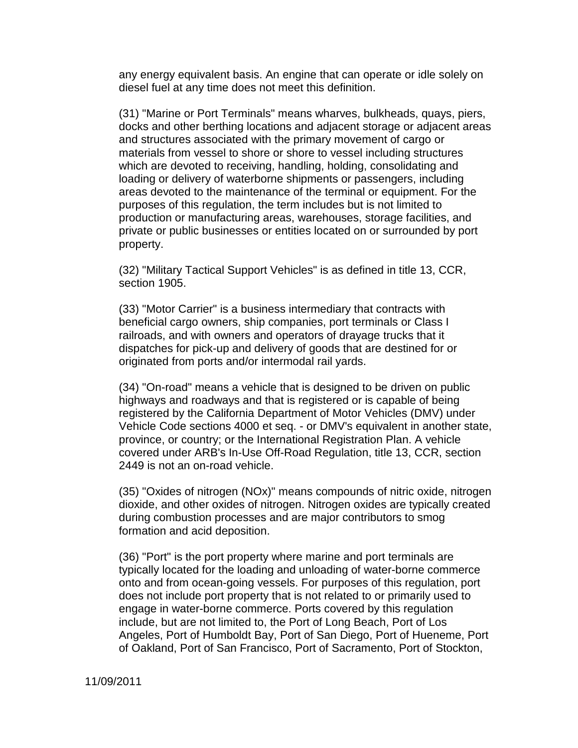any energy equivalent basis. An engine that can operate or idle solely on diesel fuel at any time does not meet this definition.

(31) "Marine or Port Terminals" means wharves, bulkheads, quays, piers, docks and other berthing locations and adjacent storage or adjacent areas and structures associated with the primary movement of cargo or materials from vessel to shore or shore to vessel including structures which are devoted to receiving, handling, holding, consolidating and loading or delivery of waterborne shipments or passengers, including areas devoted to the maintenance of the terminal or equipment. For the purposes of this regulation, the term includes but is not limited to production or manufacturing areas, warehouses, storage facilities, and private or public businesses or entities located on or surrounded by port property.

(32) "Military Tactical Support Vehicles" is as defined in title 13, CCR, section 1905.

(33) "Motor Carrier" is a business intermediary that contracts with beneficial cargo owners, ship companies, port terminals or Class I railroads, and with owners and operators of drayage trucks that it dispatches for pick-up and delivery of goods that are destined for or originated from ports and/or intermodal rail yards.

(34) "On-road" means a vehicle that is designed to be driven on public highways and roadways and that is registered or is capable of being registered by the California Department of Motor Vehicles (DMV) under Vehicle Code sections 4000 et seq. - or DMV's equivalent in another state, province, or country; or the International Registration Plan. A vehicle covered under ARB's In-Use Off-Road Regulation, title 13, CCR, section 2449 is not an on-road vehicle.

(35) "Oxides of nitrogen ($NO_x$)" means compounds of nitric oxide, nitrogen dioxide, and other oxides of nitrogen. Nitrogen oxides are typically created during combustion processes and are major contributors to smog formation and acid deposition.

(36) "Port" is the port property where marine and port terminals are typically located for the loading and unloading of water-borne commerce onto and from ocean-going vessels. For purposes of this regulation, port does not include port property that is not related to or primarily used to engage in water-borne commerce. Ports covered by this regulation include, but are not limited to, the Port of Long Beach, Port of Los Angeles, Port of Humboldt Bay, Port of San Diego, Port of Hueneme, Port of Oakland, Port of San Francisco, Port of Sacramento, Port of Stockton,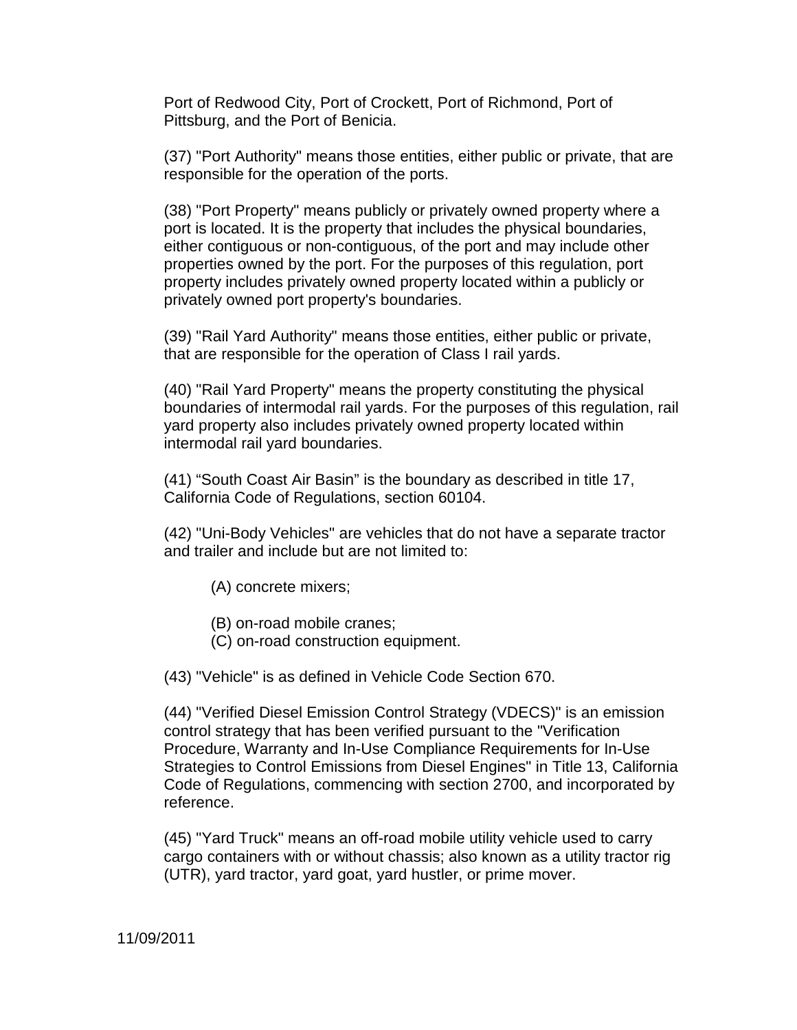Port of Redwood City, Port of Crockett, Port of Richmond, Port of Pittsburg, and the Port of Benicia.

(37) "Port Authority" means those entities, either public or private, that are responsible for the operation of the ports.

(38) "Port Property" means publicly or privately owned property where a port is located. It is the property that includes the physical boundaries, either contiguous or non-contiguous, of the port and may include other properties owned by the port. For the purposes of this regulation, port property includes privately owned property located within a publicly or privately owned port property's boundaries.

(39) "Rail Yard Authority" means those entities, either public or private, that are responsible for the operation of Class I rail yards.

(40) "Rail Yard Property" means the property constituting the physical boundaries of intermodal rail yards. For the purposes of this regulation, rail yard property also includes privately owned property located within intermodal rail yard boundaries.

(41) “South Coast Air Basin” is the boundary as described in title 17, California Code of Regulations, section 60104.

(42) "Uni-Body Vehicles" are vehicles that do not have a separate tractor and trailer and include but are not limited to:

(A) concrete mixers;

(B) on-road mobile cranes;

(C) on-road construction equipment.

(43) "Vehicle" is as defined in Vehicle Code Section 670.

(44) "Verified Diesel Emission Control Strategy (VDECS)" is an emission control strategy that has been verified pursuant to the "Verification Procedure, Warranty and In-Use Compliance Requirements for In-Use Strategies to Control Emissions from Diesel Engines" in Title 13, California Code of Regulations, commencing with section 2700, and incorporated by reference.

(45) "Yard Truck" means an off-road mobile utility vehicle used to carry cargo containers with or without chassis; also known as a utility tractor rig (UTR), yard tractor, yard goat, yard hustler, or prime mover.

11/09/2011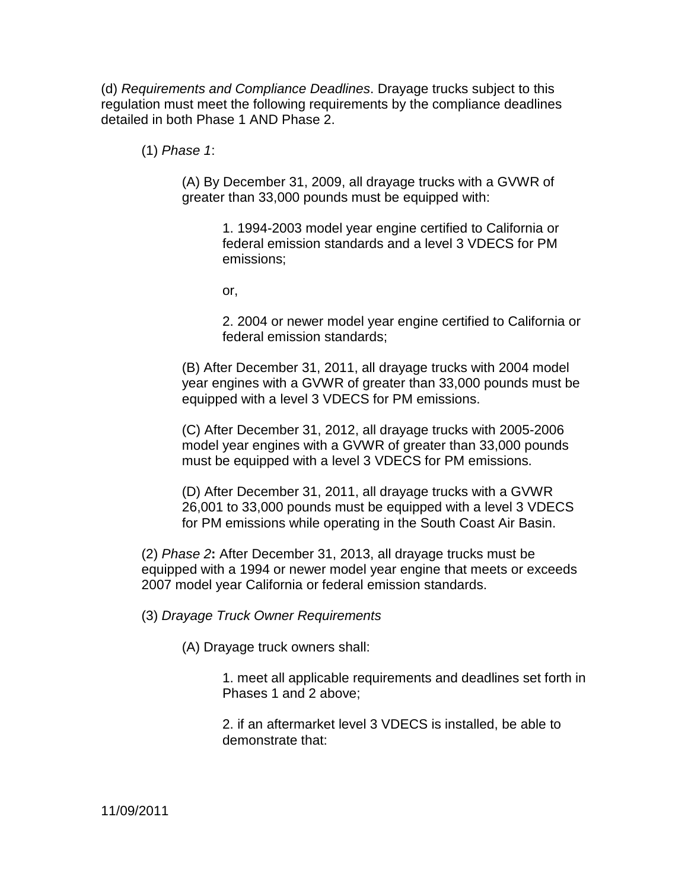(d) *Requirements and Compliance Deadlines*. Drayage trucks subject to this regulation must meet the following requirements by the compliance deadlines detailed in both Phase 1 AND Phase 2.

(1) *Phase 1*:

(A) By December 31, 2009, all drayage trucks with a GVWR of greater than 33,000 pounds must be equipped with:

1. 1994-2003 model year engine certified to California or federal emission standards and a level 3 VDECS for PM emissions;

or,

2. 2004 or newer model year engine certified to California or federal emission standards;

(B) After December 31, 2011, all drayage trucks with 2004 model year engines with a GVWR of greater than 33,000 pounds must be equipped with a level 3 VDECS for PM emissions.

(C) After December 31, 2012, all drayage trucks with 2005-2006 model year engines with a GVWR of greater than 33,000 pounds must be equipped with a level 3 VDECS for PM emissions.

(D) After December 31, 2011, all drayage trucks with a GVWR 26,001 to 33,000 pounds must be equipped with a level 3 VDECS for PM emissions while operating in the South Coast Air Basin.

(2) *Phase 2***:** After December 31, 2013, all drayage trucks must be equipped with a 1994 or newer model year engine that meets or exceeds 2007 model year California or federal emission standards.

(3) *Drayage Truck Owner Requirements*

(A) Drayage truck owners shall:

1. meet all applicable requirements and deadlines set forth in Phases 1 and 2 above;

2. if an aftermarket level 3 VDECS is installed, be able to demonstrate that: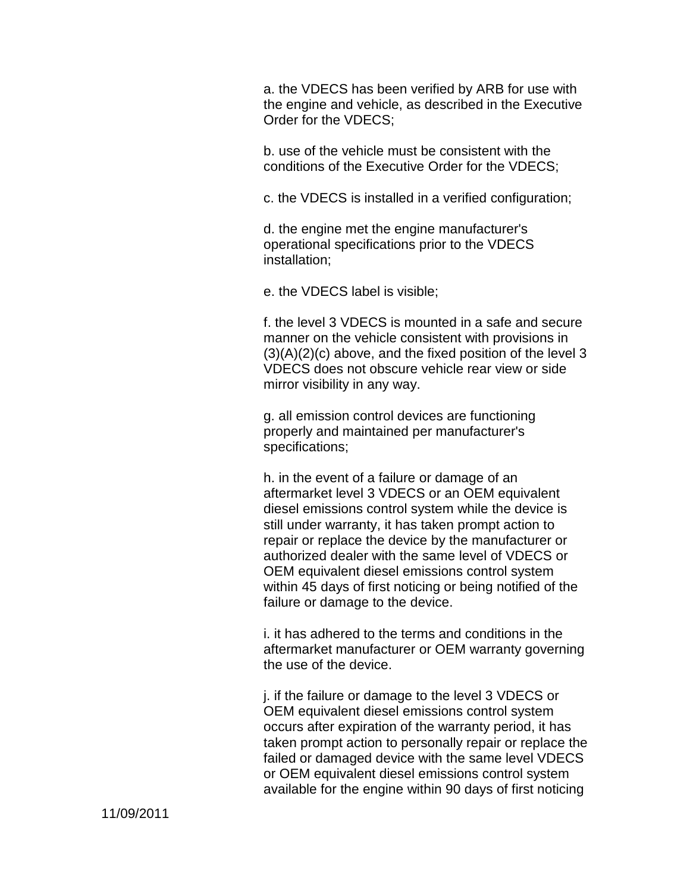a. the VDECS has been verified by ARB for use with the engine and vehicle, as described in the Executive Order for the VDECS;

b. use of the vehicle must be consistent with the conditions of the Executive Order for the VDECS;

c. the VDECS is installed in a verified configuration;

d. the engine met the engine manufacturer's operational specifications prior to the VDECS installation;

e. the VDECS label is visible;

f. the level 3 VDECS is mounted in a safe and secure manner on the vehicle consistent with provisions in (3)(A)(2)(c) above, and the fixed position of the level 3 VDECS does not obscure vehicle rear view or side mirror visibility in any way.

g. all emission control devices are functioning properly and maintained per manufacturer's specifications;

h. in the event of a failure or damage of an aftermarket level 3 VDECS or an OEM equivalent diesel emissions control system while the device is still under warranty, it has taken prompt action to repair or replace the device by the manufacturer or authorized dealer with the same level of VDECS or OEM equivalent diesel emissions control system within 45 days of first noticing or being notified of the failure or damage to the device.

i. it has adhered to the terms and conditions in the aftermarket manufacturer or OEM warranty governing the use of the device.

j. if the failure or damage to the level 3 VDECS or OEM equivalent diesel emissions control system occurs after expiration of the warranty period, it has taken prompt action to personally repair or replace the failed or damaged device with the same level VDECS or OEM equivalent diesel emissions control system available for the engine within 90 days of first noticing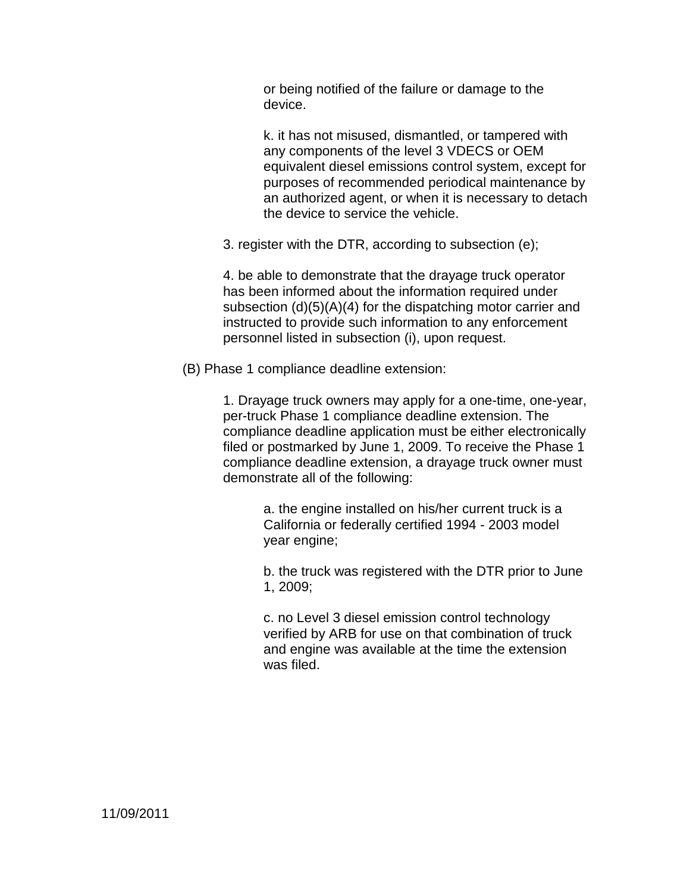or being notified of the failure or damage to the device.

k. it has not misused, dismantled, or tampered with any components of the level 3 VDECS or OEM equivalent diesel emissions control system, except for purposes of recommended periodical maintenance by an authorized agent, or when it is necessary to detach the device to service the vehicle.

3. register with the DTR, according to subsection (e);

4. be able to demonstrate that the drayage truck operator has been informed about the information required under subsection (d)(5)(A)(4) for the dispatching motor carrier and instructed to provide such information to any enforcement personnel listed in subsection (i), upon request.

(B) Phase 1 compliance deadline extension:

1. Drayage truck owners may apply for a one-time, one-year, per-truck Phase 1 compliance deadline extension. The compliance deadline application must be either electronically filed or postmarked by June 1, 2009. To receive the Phase 1 compliance deadline extension, a drayage truck owner must demonstrate all of the following:

a. the engine installed on his/her current truck is a California or federally certified 1994 - 2003 model year engine;

b. the truck was registered with the DTR prior to June 1, 2009;

c. no Level 3 diesel emission control technology verified by ARB for use on that combination of truck and engine was available at the time the extension was filed.

11/09/2011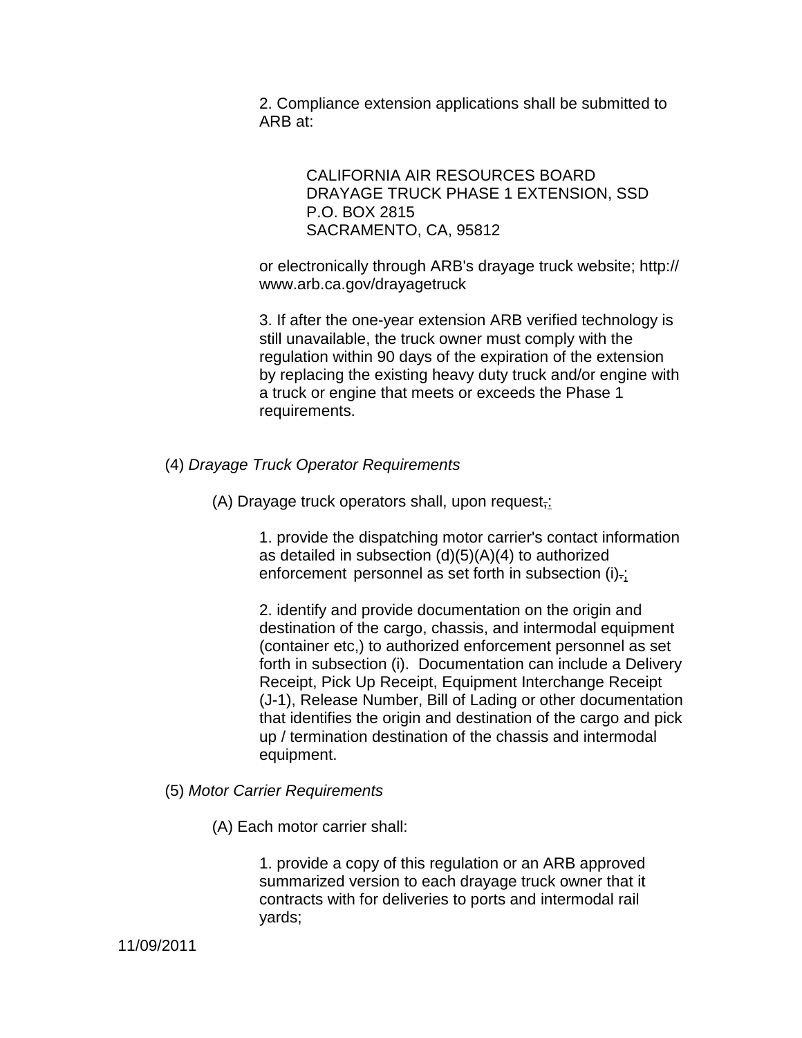2. Compliance extension applications shall be submitted to ARB at:

CALIFORNIA AIR RESOURCES BOARD
DRAYAGE TRUCK PHASE 1 EXTENSION, SSD
P.O. BOX 2815
SACRAMENTO, CA, 95812

or electronically through ARB's drayage truck website; http://www.arb.ca.gov/drayagetruck

3. If after the one-year extension ARB verified technology is still unavailable, the truck owner must comply with the regulation within 90 days of the expiration of the extension by replacing the existing heavy duty truck and/or engine with a truck or engine that meets or exceeds the Phase 1 requirements.

(4) *Drayage Truck Operator Requirements*

(A) Drayage truck operators shall, upon request,:

1. provide the dispatching motor carrier's contact information as detailed in subsection (d)(5)(A)(4) to authorized enforcement personnel as set forth in subsection (i).;

2. identify and provide documentation on the origin and destination of the cargo, chassis, and intermodal equipment (container etc,) to authorized enforcement personnel as set forth in subsection (i). Documentation can include a Delivery Receipt, Pick Up Receipt, Equipment Interchange Receipt (J-1), Release Number, Bill of Lading or other documentation that identifies the origin and destination of the cargo and pick up / termination destination of the chassis and intermodal equipment.

(5) *Motor Carrier Requirements*

(A) Each motor carrier shall:

1. provide a copy of this regulation or an ARB approved summarized version to each drayage truck owner that it contracts with for deliveries to ports and intermodal rail yards;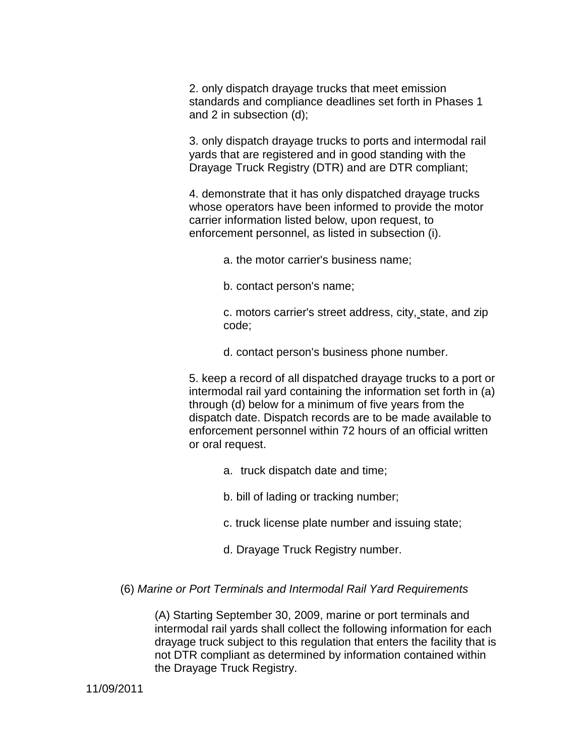2. only dispatch drayage trucks that meet emission standards and compliance deadlines set forth in Phases 1 and 2 in subsection (d);

3. only dispatch drayage trucks to ports and intermodal rail yards that are registered and in good standing with the Drayage Truck Registry (DTR) and are DTR compliant;

4. demonstrate that it has only dispatched drayage trucks whose operators have been informed to provide the motor carrier information listed below, upon request, to enforcement personnel, as listed in subsection (i).

   a. the motor carrier's business name;

   b. contact person's name;

   c. motors carrier's street address, city, state, and zip code;

   d. contact person's business phone number.

5. keep a record of all dispatched drayage trucks to a port or intermodal rail yard containing the information set forth in (a) through (d) below for a minimum of five years from the dispatch date. Dispatch records are to be made available to enforcement personnel within 72 hours of an official written or oral request.

   a. truck dispatch date and time;

   b. bill of lading or tracking number;

   c. truck license plate number and issuing state;

   d. Drayage Truck Registry number.

(6) *Marine or Port Terminals and Intermodal Rail Yard Requirements*

(A) Starting September 30, 2009, marine or port terminals and intermodal rail yards shall collect the following information for each drayage truck subject to this regulation that enters the facility that is not DTR compliant as determined by information contained within the Drayage Truck Registry.

11/09/2011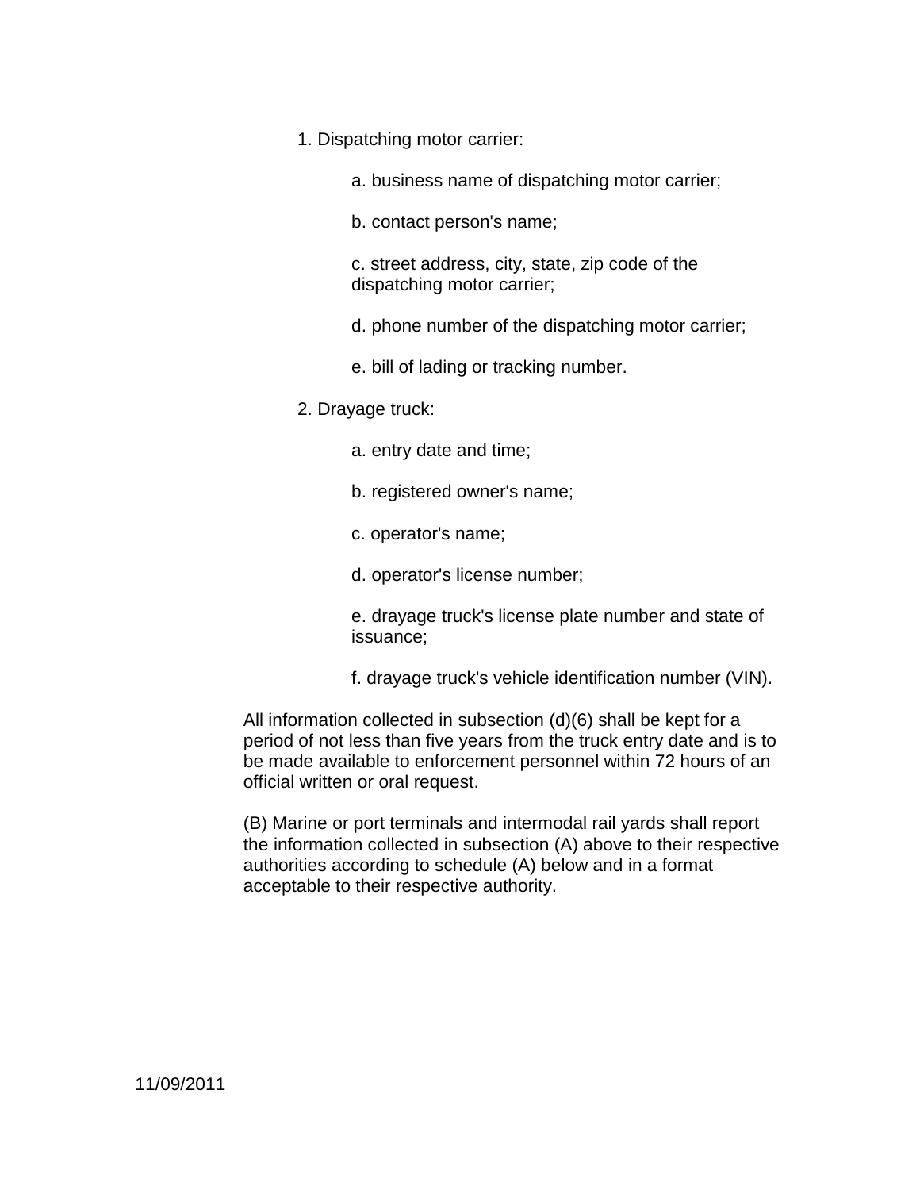1. Dispatching motor carrier:

    a. business name of dispatching motor carrier;

    b. contact person's name;

    c. street address, city, state, zip code of the dispatching motor carrier;

    d. phone number of the dispatching motor carrier;

    e. bill of lading or tracking number.

2. Drayage truck:

    a. entry date and time;

    b. registered owner's name;

    c. operator's name;

    d. operator's license number;

    e. drayage truck's license plate number and state of issuance;

    f. drayage truck's vehicle identification number (VIN).

All information collected in subsection (d)(6) shall be kept for a period of not less than five years from the truck entry date and is to be made available to enforcement personnel within 72 hours of an official written or oral request.

(B) Marine or port terminals and intermodal rail yards shall report the information collected in subsection (A) above to their respective authorities according to schedule (A) below and in a format acceptable to their respective authority.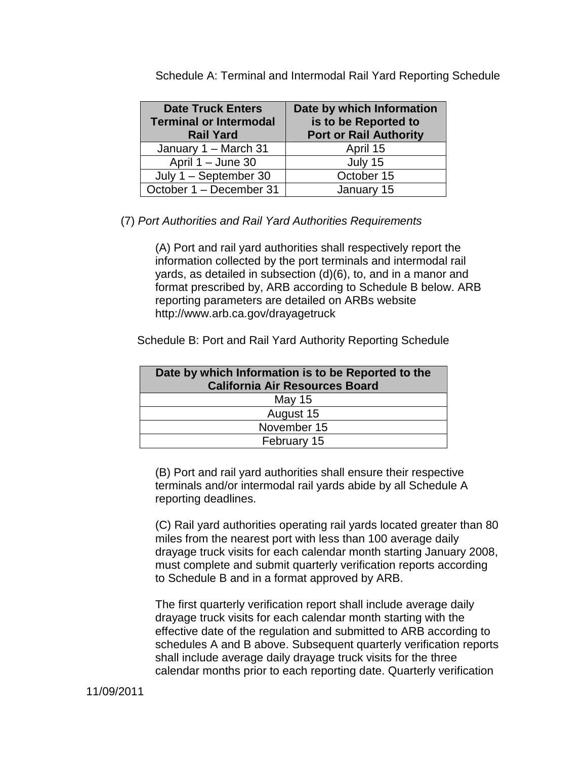Schedule A: Terminal and Intermodal Rail Yard Reporting Schedule

| Date Truck Enters Terminal or Intermodal Rail Yard | Date by which Information is to be Reported to Port or Rail Authority |
|---|---|
| January 1 – March 31 | April 15 |
| April 1 – June 30 | July 15 |
| July 1 – September 30 | October 15 |
| October 1 – December 31 | January 15 |

(7) *Port Authorities and Rail Yard Authorities Requirements*

(A) Port and rail yard authorities shall respectively report the information collected by the port terminals and intermodal rail yards, as detailed in subsection (d)(6), to, and in a manor and format prescribed by, ARB according to Schedule B below. ARB reporting parameters are detailed on ARBs website http://www.arb.ca.gov/drayagetruck

Schedule B: Port and Rail Yard Authority Reporting Schedule

| Date by which Information is to be Reported to the California Air Resources Board |
|---|
| May 15 |
| August 15 |
| November 15 |
| February 15 |

(B) Port and rail yard authorities shall ensure their respective terminals and/or intermodal rail yards abide by all Schedule A reporting deadlines.

(C) Rail yard authorities operating rail yards located greater than 80 miles from the nearest port with less than 100 average daily drayage truck visits for each calendar month starting January 2008, must complete and submit quarterly verification reports according to Schedule B and in a format approved by ARB.

The first quarterly verification report shall include average daily drayage truck visits for each calendar month starting with the effective date of the regulation and submitted to ARB according to schedules A and B above. Subsequent quarterly verification reports shall include average daily drayage truck visits for the three calendar months prior to each reporting date. Quarterly verification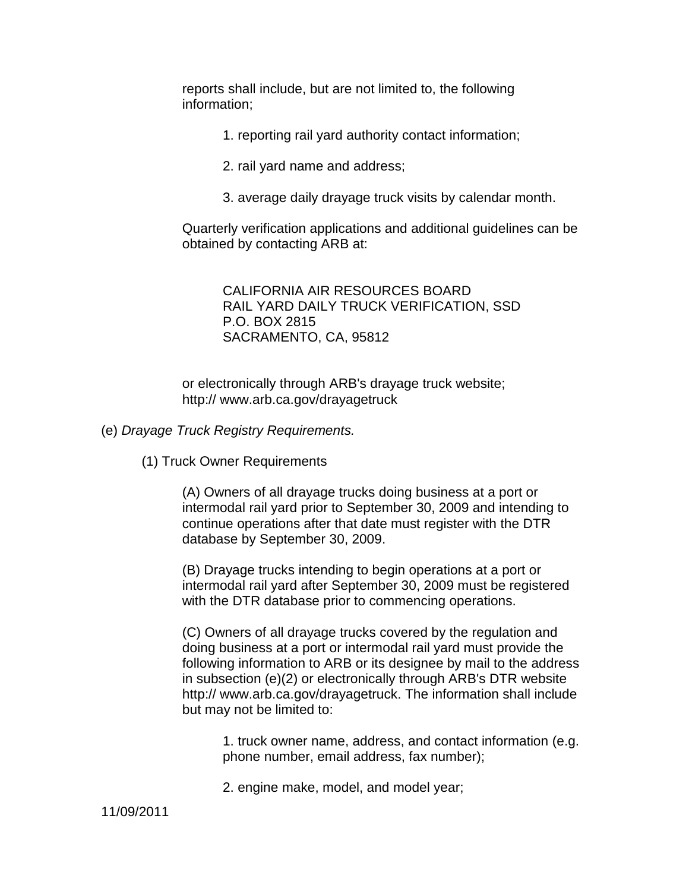reports shall include, but are not limited to, the following information;

1. reporting rail yard authority contact information;

2. rail yard name and address;

3. average daily drayage truck visits by calendar month.

Quarterly verification applications and additional guidelines can be obtained by contacting ARB at:

CALIFORNIA AIR RESOURCES BOARD
RAIL YARD DAILY TRUCK VERIFICATION, SSD
P.O. BOX 2815
SACRAMENTO, CA, 95812

or electronically through ARB's drayage truck website; http:// www.arb.ca.gov/drayagetruck

(e) *Drayage Truck Registry Requirements.*

(1) Truck Owner Requirements

(A) Owners of all drayage trucks doing business at a port or intermodal rail yard prior to September 30, 2009 and intending to continue operations after that date must register with the DTR database by September 30, 2009.

(B) Drayage trucks intending to begin operations at a port or intermodal rail yard after September 30, 2009 must be registered with the DTR database prior to commencing operations.

(C) Owners of all drayage trucks covered by the regulation and doing business at a port or intermodal rail yard must provide the following information to ARB or its designee by mail to the address in subsection (e)(2) or electronically through ARB's DTR website http:// www.arb.ca.gov/drayagetruck. The information shall include but may not be limited to:

1. truck owner name, address, and contact information (e.g. phone number, email address, fax number);

2. engine make, model, and model year;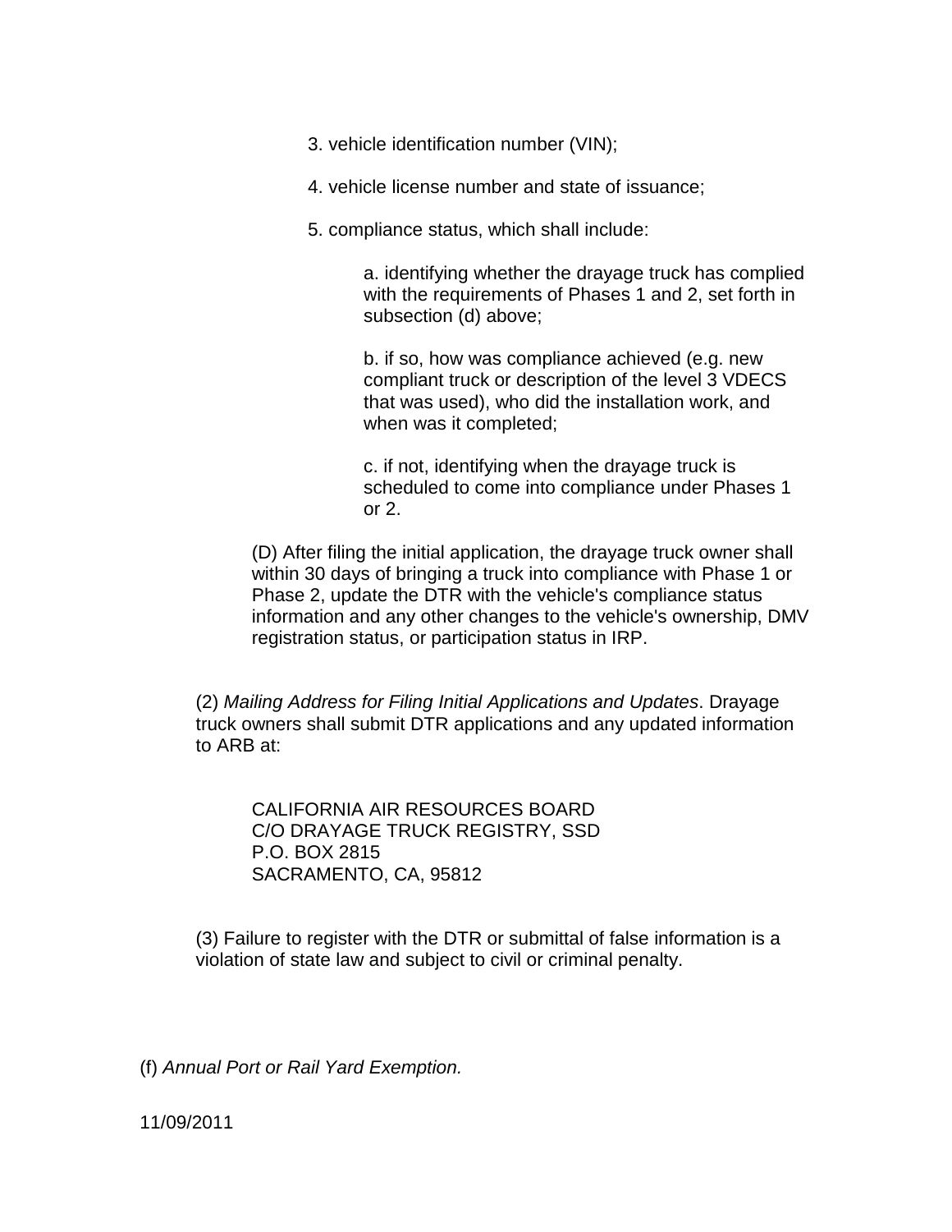3. vehicle identification number (VIN);

4. vehicle license number and state of issuance;

5. compliance status, which shall include:

a. identifying whether the drayage truck has complied with the requirements of Phases 1 and 2, set forth in subsection (d) above;

b. if so, how was compliance achieved (e.g. new compliant truck or description of the level 3 VDECS that was used), who did the installation work, and when was it completed;

c. if not, identifying when the drayage truck is scheduled to come into compliance under Phases 1 or 2.

(D) After filing the initial application, the drayage truck owner shall within 30 days of bringing a truck into compliance with Phase 1 or Phase 2, update the DTR with the vehicle's compliance status information and any other changes to the vehicle's ownership, DMV registration status, or participation status in IRP.

(2) *Mailing Address for Filing Initial Applications and Updates*. Drayage truck owners shall submit DTR applications and any updated information to ARB at:

CALIFORNIA AIR RESOURCES BOARD
C/O DRAYAGE TRUCK REGISTRY, SSD
P.O. BOX 2815
SACRAMENTO, CA, 95812

(3) Failure to register with the DTR or submittal of false information is a violation of state law and subject to civil or criminal penalty.

(f) *Annual Port or Rail Yard Exemption.*

11/09/2011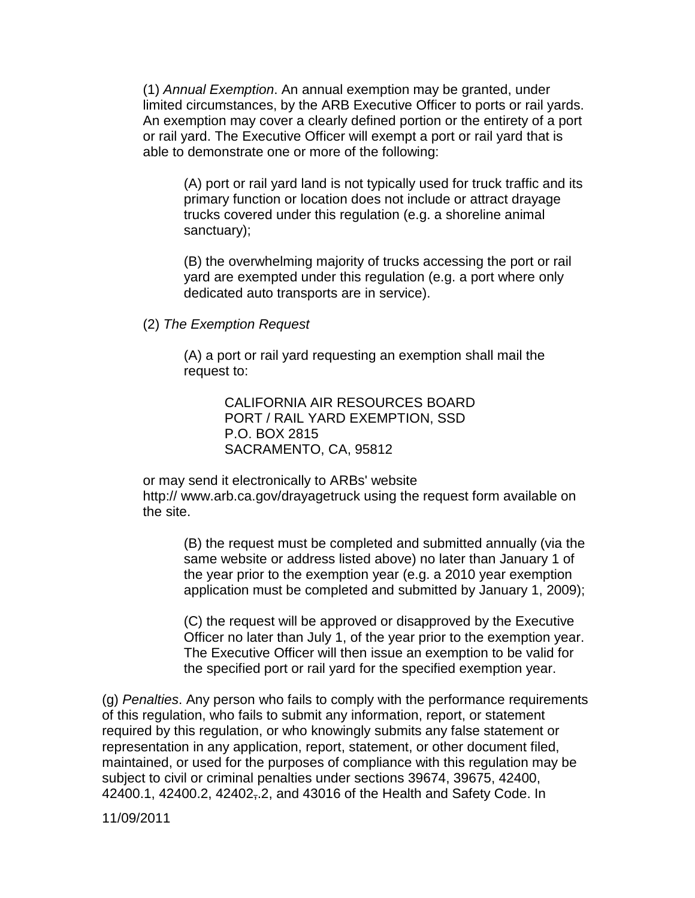(1) *Annual Exemption*. An annual exemption may be granted, under limited circumstances, by the ARB Executive Officer to ports or rail yards. An exemption may cover a clearly defined portion or the entirety of a port or rail yard. The Executive Officer will exempt a port or rail yard that is able to demonstrate one or more of the following:

(A) port or rail yard land is not typically used for truck traffic and its primary function or location does not include or attract drayage trucks covered under this regulation (e.g. a shoreline animal sanctuary);

(B) the overwhelming majority of trucks accessing the port or rail yard are exempted under this regulation (e.g. a port where only dedicated auto transports are in service).

(2) *The Exemption Request*

(A) a port or rail yard requesting an exemption shall mail the request to:

CALIFORNIA AIR RESOURCES BOARD
PORT / RAIL YARD EXEMPTION, SSD
P.O. BOX 2815
SACRAMENTO, CA, 95812

or may send it electronically to ARBs' website http:// www.arb.ca.gov/drayagetruck using the request form available on the site.

(B) the request must be completed and submitted annually (via the same website or address listed above) no later than January 1 of the year prior to the exemption year (e.g. a 2010 year exemption application must be completed and submitted by January 1, 2009);

(C) the request will be approved or disapproved by the Executive Officer no later than July 1, of the year prior to the exemption year. The Executive Officer will then issue an exemption to be valid for the specified port or rail yard for the specified exemption year.

(g) *Penalties*. Any person who fails to comply with the performance requirements of this regulation, who fails to submit any information, report, or statement required by this regulation, or who knowingly submits any false statement or representation in any application, report, statement, or other document filed, maintained, or used for the purposes of compliance with this regulation may be subject to civil or criminal penalties under sections 39674, 39675, 42400, 42400.1, 42400.2, 42402~~,~~.2, and 43016 of the Health and Safety Code. In

11/09/2011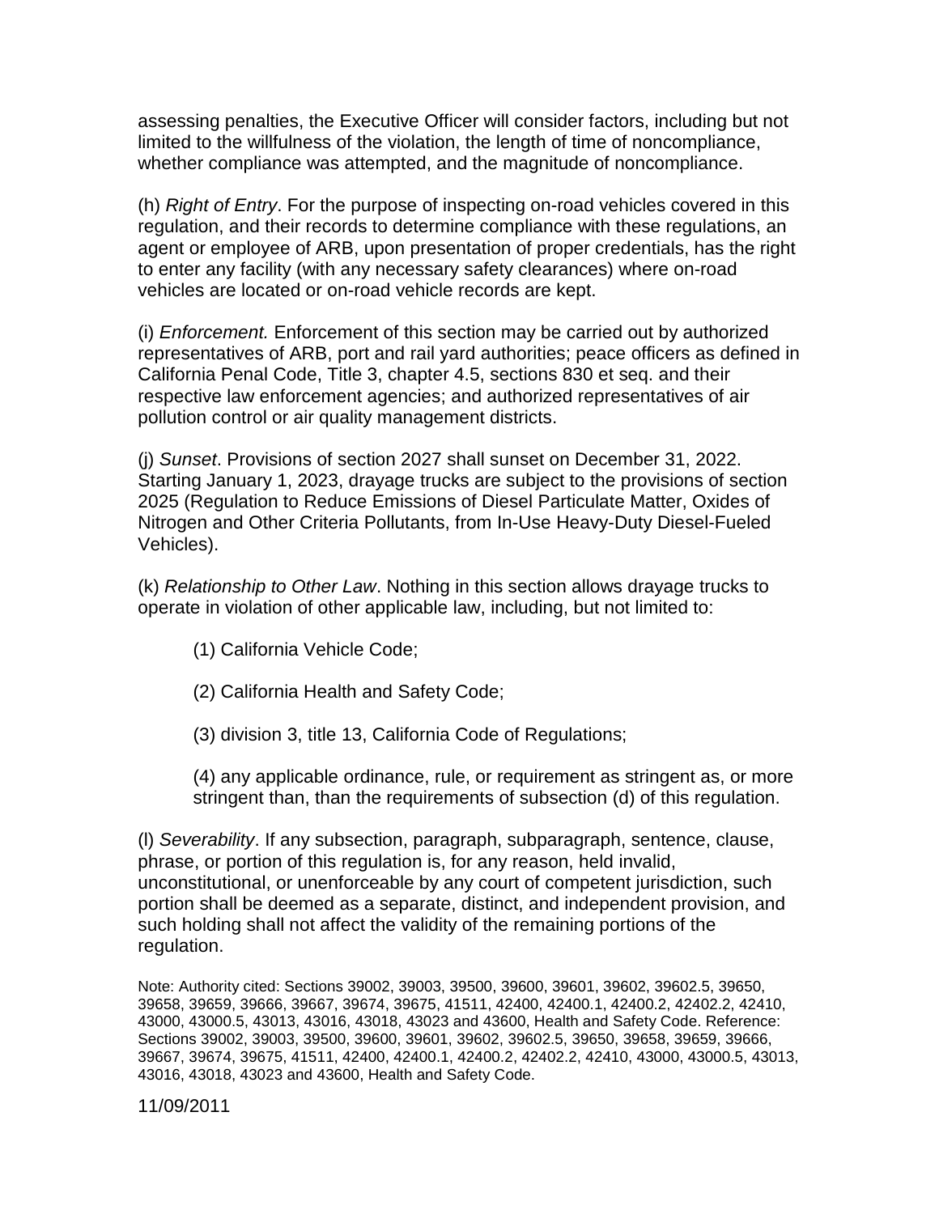assessing penalties, the Executive Officer will consider factors, including but not limited to the willfulness of the violation, the length of time of noncompliance, whether compliance was attempted, and the magnitude of noncompliance.

(h) *Right of Entry*. For the purpose of inspecting on-road vehicles covered in this regulation, and their records to determine compliance with these regulations, an agent or employee of ARB, upon presentation of proper credentials, has the right to enter any facility (with any necessary safety clearances) where on-road vehicles are located or on-road vehicle records are kept.

(i) *Enforcement.* Enforcement of this section may be carried out by authorized representatives of ARB, port and rail yard authorities; peace officers as defined in California Penal Code, Title 3, chapter 4.5, sections 830 et seq. and their respective law enforcement agencies; and authorized representatives of air pollution control or air quality management districts.

(j) *Sunset*. Provisions of section 2027 shall sunset on December 31, 2022. Starting January 1, 2023, drayage trucks are subject to the provisions of section 2025 (Regulation to Reduce Emissions of Diesel Particulate Matter, Oxides of Nitrogen and Other Criteria Pollutants, from In-Use Heavy-Duty Diesel-Fueled Vehicles).

(k) *Relationship to Other Law*. Nothing in this section allows drayage trucks to operate in violation of other applicable law, including, but not limited to:

(1) California Vehicle Code;

(2) California Health and Safety Code;

(3) division 3, title 13, California Code of Regulations;

(4) any applicable ordinance, rule, or requirement as stringent as, or more stringent than, than the requirements of subsection (d) of this regulation.

(l) *Severability*. If any subsection, paragraph, subparagraph, sentence, clause, phrase, or portion of this regulation is, for any reason, held invalid, unconstitutional, or unenforceable by any court of competent jurisdiction, such portion shall be deemed as a separate, distinct, and independent provision, and such holding shall not affect the validity of the remaining portions of the regulation.

Note: Authority cited: Sections 39002, 39003, 39500, 39600, 39601, 39602, 39602.5, 39650, 39658, 39659, 39666, 39667, 39674, 39675, 41511, 42400, 42400.1, 42400.2, 42402.2, 42410, 43000, 43000.5, 43013, 43016, 43018, 43023 and 43600, Health and Safety Code. Reference: Sections 39002, 39003, 39500, 39600, 39601, 39602, 39602.5, 39650, 39658, 39659, 39666, 39667, 39674, 39675, 41511, 42400, 42400.1, 42400.2, 42402.2, 42410, 43000, 43000.5, 43013, 43016, 43018, 43023 and 43600, Health and Safety Code.

11/09/2011